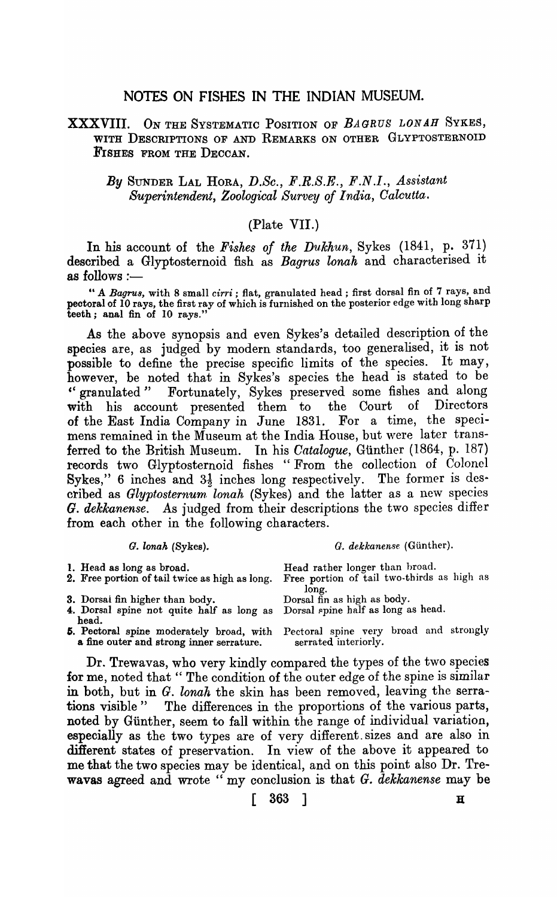# NOTES ON FISHES IN THE INDIAN MUSEUM.

## XXXVIII. ON THE SYSTEMATIC POSITION OF *BAGRUS LONAH* SYKES, WITH DESCRIPTIONS OF AND REMARKS ON OTHER GLYPTOSTERNOID FISHES FROM THE DECCAN.

*By* SUNDER LAL HORA, *D.Sc., F.R.S.E., F.N.I., Assistant Superintendent, Zoological Survey of India, Calcutta.*

(Plate VII.)

In his account of the *Fishes of the Dukhun*, Sykes (1841, p. 371) described a Glyptosternoid fish as *Bagrus lonah* and characterised it as follows :—

> " A *Bagrus*, with 8 small *cirri* ; flat, granulated head ; first dorsal fin of 7 rays, and pectoral of 10 rays, the first ray of which is furnished on the posterior edge with long sharp teeth ; anal fin of 10 rays."

As the above synopsis and even Sykes's detailed description of the species are, as judged by modern standards, too generalised, it is not possible to define the precise specific limits of the species. It may, however, be noted that in Sykes's species the head is stated to be " granulated " Fortunately, Sykes preserved some fishes and along with his account presented them to the Court of Directors of the East India Company in June 1831. For a time, the specimens remained in the Museum at the India House, but were later transferred to the British Museum. In his *Catalogue*, Günther (1864, p. 187) records two Glyptosternoid fishes " From the collection of Colonel Sykes," 6 inches and 3½ inches long respectively. The former is described as *Glyptosternum lonah* (Sykes) and the latter as a new species *G. dekkanense*. As judged from their descriptions the two species differ from each other in the following characters.

| *G. lonah* (Sykes). | *G. dekkanense* (Günther). |
|---|---|
| 1. Head as long as broad. | Head rather longer than broad. |
| 2. Free portion of tail twice as high as long. | Free portion of tail two-thirds as high as long. |
| 3. Dorsal fin higher than body. | Dorsal fin as high as body. |
| 4. Dorsal spine not quite half as long as head. | Dorsal spine half as long as head. |
| 5. Pectoral spine moderately broad, with a fine outer and strong inner serrature. | Pectoral spine very broad and strongly serrated interiorly. |

Dr. Trewavas, who very kindly compared the types of the two species for me, noted that " The condition of the outer edge of the spine is similar in both, but in *G. lonah* the skin has been removed, leaving the serrations visible " The differences in the proportions of the various parts, noted by Günther, seem to fall within the range of individual variation, especially as the two types are of very different sizes and are also in different states of preservation. In view of the above it appeared to me that the two species may be identical, and on this point also Dr. Trewavas agreed and wrote " my conclusion is that *G. dekkanense* may be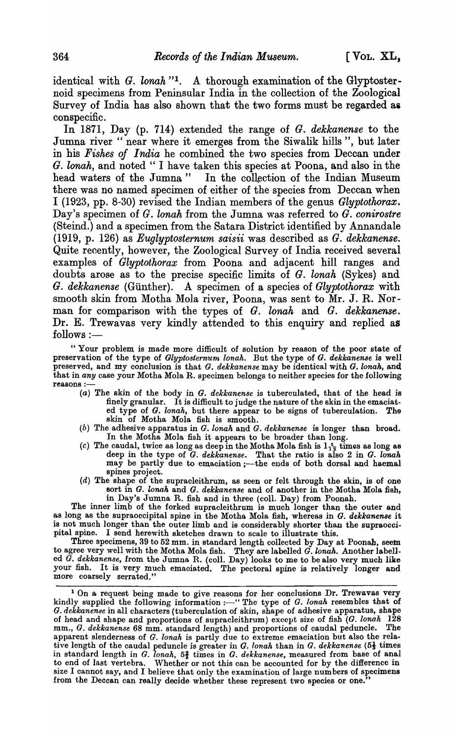identical with *G. lonah*"[1]. A thorough examination of the Glyptosternoid specimens from Peninsular India in the collection of the Zoological Survey of India has also shown that the two forms must be regarded as conspecific.

In 1871, Day (p. 714) extended the range of *G. dekkanense* to the Jumna river "near where it emerges from the Siwalik hills", but later in his *Fishes of India* he combined the two species from Deccan under *G. lonah*, and noted "I have taken this species at Poona, and also in the head waters of the Jumna" In the collection of the Indian Museum there was no named specimen of either of the species from Deccan when I (1923, pp. 8-30) revised the Indian members of the genus *Glyptothorax*. Day's specimen of *G. lonah* from the Jumna was referred to *G. conirostre* (Steind.) and a specimen from the Satara District identified by Annandale (1919, p. 126) as *Euglyptosternum saisii* was described as *G. dekkanense*. Quite recently, however, the Zoological Survey of India received several examples of *Glyptothorax* from Poona and adjacent hill ranges and doubts arose as to the precise specific limits of *G. lonah* (Sykes) and *G. dekkanense* (Günther). A specimen of a species of *Glyptothorax* with smooth skin from Motha Mola river, Poona, was sent to Mr. J. R. Norman for comparison with the types of *G. lonah* and *G. dekkanense*. Dr. E. Trewavas very kindly attended to this enquiry and replied as follows :—

"Your problem is made more difficult of solution by reason of the poor state of preservation of the type of *Glyptosternum lonah*. But the type of *G. dekkanense* is well preserved, and my conclusion is that *G. dekkanense* may be identical with *G. lonah*, and that in *any* case your Motha Mola R. specimen belongs to neither species for the following reasons :—

(a) The skin of the body in *G. dekkanense* is tuberculated, that of the head is finely granular. It is difficult to judge the nature of the skin in the emaciated type of *G. lonah*, but there appear to be signs of tuberculation. The skin of Motha Mola fish is smooth.

(b) The adhesive apparatus in *G. lonah* and *G. dekkanense* is longer than broad. In the Motha Mola fish it appears to be broader than long.

(c) The caudal, twice as long as deep in the Motha Mola fish is $1\frac{5}{12}$ times as long as deep in the type of *G. dekkanense*. That the ratio is also 2 in *G. lonah* may be partly due to emaciation ;—the ends of both dorsal and haemal spines project.

(d) The shape of the supracleithrum, as seen or felt through the skin, is of one sort in *G. lonah* and *G. dekkanense* and of another in the Motha Mola fish, in Day's Jumna R. fish and in three (coll. Day) from Poonah.

The inner limb of the forked supracleithrum is much longer than the outer and as long as the supraoccipital spine in the Motha Mola fish, whereas in *G. dekkanense* it is not much longer than the outer limb and is considerably shorter than the supraoccipital spine. I send herewith sketches drawn to scale to illustrate this.

Three specimens, 39 to 52 mm. in standard length collected by Day at Poonah, seem to agree very well with the Motha Mola fish. They are labelled *G. lonah*. Another labelled *G. dekkanense*, from the Jumna R. (coll. Day) looks to me to be also very much like your fish. It is very much emaciated. The pectoral spine is relatively longer and more coarsely serrated."

---

[1] On a request being made to give reasons for her conclusions Dr. Trewavas very kindly supplied the following information :—"The type of *G. lonah* resembles that of *G. dekkanense* in all characters (tuberculation of skin, shape of adhesive apparatus, shape of head and shape and proportions of supracleithrum) except size of fish (*G. lonah* 128 mm., *G. dekkanense* 68 mm. standard length) and proportions of caudal peduncle. The apparent slenderness of *G. lonah* is partly due to extreme emaciation but also the relative length of the caudal peduncle is greater in *G. lonah* than in *G. dekkanense* ($5\frac{1}{3}$ times in standard length in *G. lonah*, $5\frac{2}{3}$ times in *G. dekkanense*, measured from base of anal to end of last vertebra. Whether or not this can be accounted for by the difference in size I cannot say, and I believe that only the examination of large numbers of specimens from the Deccan can really decide whether these represent two species or one."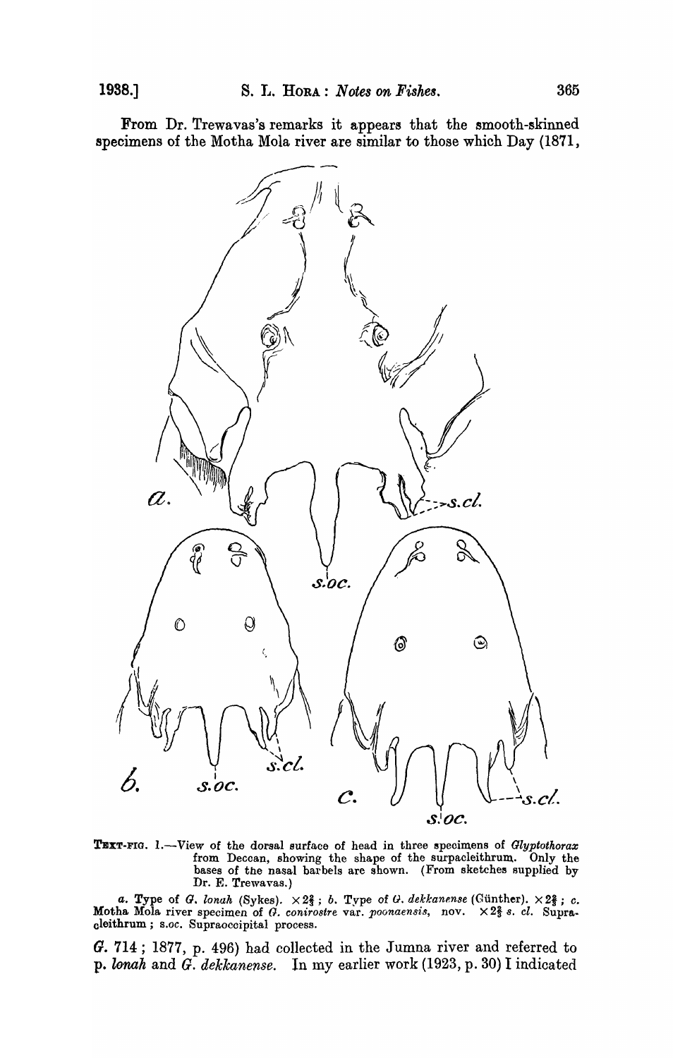From Dr. Trewavas's remarks it appears that the smooth-skinned specimens of the Motha Mola river are similar to those which Day (1871,

TEXT-FIG. 1.—View of the dorsal surface of head in three specimens of *Glyptothorax* from Deccan, showing the shape of the surpacleithrum. Only the bases of the nasal barbels are shown. (From sketches supplied by Dr. E. Trewavas.)

*a.* Type of *G. lonah* (Sykes). $\times 2\frac{2}{3}$; *b.* Type of *G. dekkanense* (Günther). $\times 2\frac{2}{3}$; *c.* Motha Mola river specimen of *G. conirostre* var. *poonaensis*, nov. $\times 2\frac{2}{3}$ *s. cl.* Supracleithrum; *s.oc.* Supraoccipital process.

*G.* 714; 1877, p. 496) had collected in the Jumna river and referred to p. *lonah* and *G. dekkanense*. In my earlier work (1923, p. 30) I indicated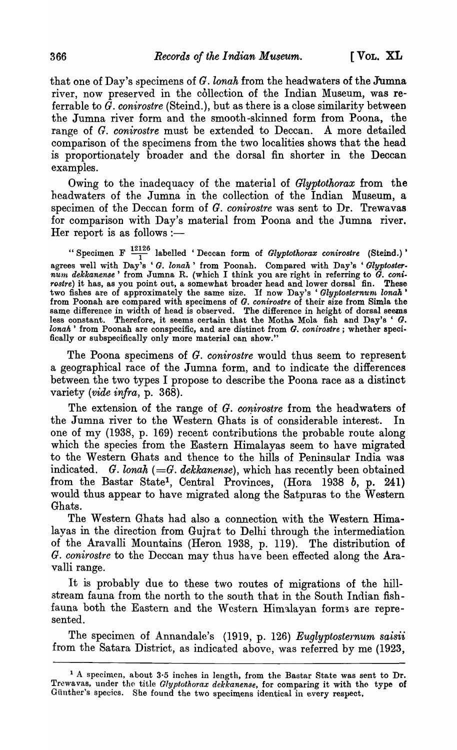that one of Day's specimens of *G. lonah* from the headwaters of the Jumna river, now preserved in the collection of the Indian Museum, was referrable to *G. conirostre* (Steind.), but as there is a close similarity between the Jumna river form and the smooth-skinned form from Poona, the range of *G. conirostre* must be extended to Deccan. A more detailed comparison of the specimens from the two localities shows that the head is proportionately broader and the dorsal fin shorter in the Deccan examples.

Owing to the inadequacy of the material of *Glyptothorax* from the headwaters of the Jumna in the collection of the Indian Museum, a specimen of the Deccan form of *G. conirostre* was sent to Dr. Trewavas for comparison with Day's material from Poona and the Jumna river. Her report is as follows :—

"Specimen F $\frac{12126}{1}$ labelled 'Deccan form of *Glyptothorax conirostre* (Steind.)' agrees well with Day's '*G. lonah*' from Poonah. Compared with Day's '*Glyptosternum dekkanense*' from Jumna R. (which I think you are right in referring to *G. conirostre*) it has, as you point out, a somewhat broader head and lower dorsal fin. These two fishes are of approximately the same size. If now Day's '*Glyptosternum lonah*' from Poonah are compared with specimens of *G. conirostre* of their size from Simla the same difference in width of head is observed. The difference in height of dorsal seems less constant. Therefore, it seems certain that the Motha Mola fish and Day's '*G. lonah*' from Poonah are conspecific, and are distinct from *G. conirostre*; whether specifically or subspecifically only more material can show."

The Poona specimens of *G. conirostre* would thus seem to represent a geographical race of the Jumna form, and to indicate the differences between the two types I propose to describe the Poona race as a distinct variety (*vide infra*, p. 368).

The extension of the range of *G. conirostre* from the headwaters of the Jumna river to the Western Ghats is of considerable interest. In one of my (1938, p. 169) recent contributions the probable route along which the species from the Eastern Himalayas seem to have migrated to the Western Ghats and thence to the hills of Peninsular India was indicated. *G. lonah* (=*G. dekkanense*), which has recently been obtained from the Bastar State[1], Central Provinces, (Hora 1938 *b*, p. 241) would thus appear to have migrated along the Satpuras to the Western Ghats.

The Western Ghats had also a connection with the Western Himalayas in the direction from Gujrat to Delhi through the intermediation of the Aravalli Mountains (Heron 1938, p. 119). The distribution of *G. conirostre* to the Deccan may thus have been effected along the Aravalli range.

It is probably due to these two routes of migrations of the hill-stream fauna from the north to the south that in the South Indian fish-fauna both the Eastern and the Western Himalayan forms are represented.

The specimen of Annandale's (1919, p. 126) *Euglyptosternum saisii* from the Satara District, as indicated above, was referred by me (1923,

[1] A specimen, about 3·5 inches in length, from the Bastar State was sent to Dr. Trewavas, under the title *Glyptothorax dekkanense*, for comparing it with the type of Günther's species. She found the two specimens identical in every respect.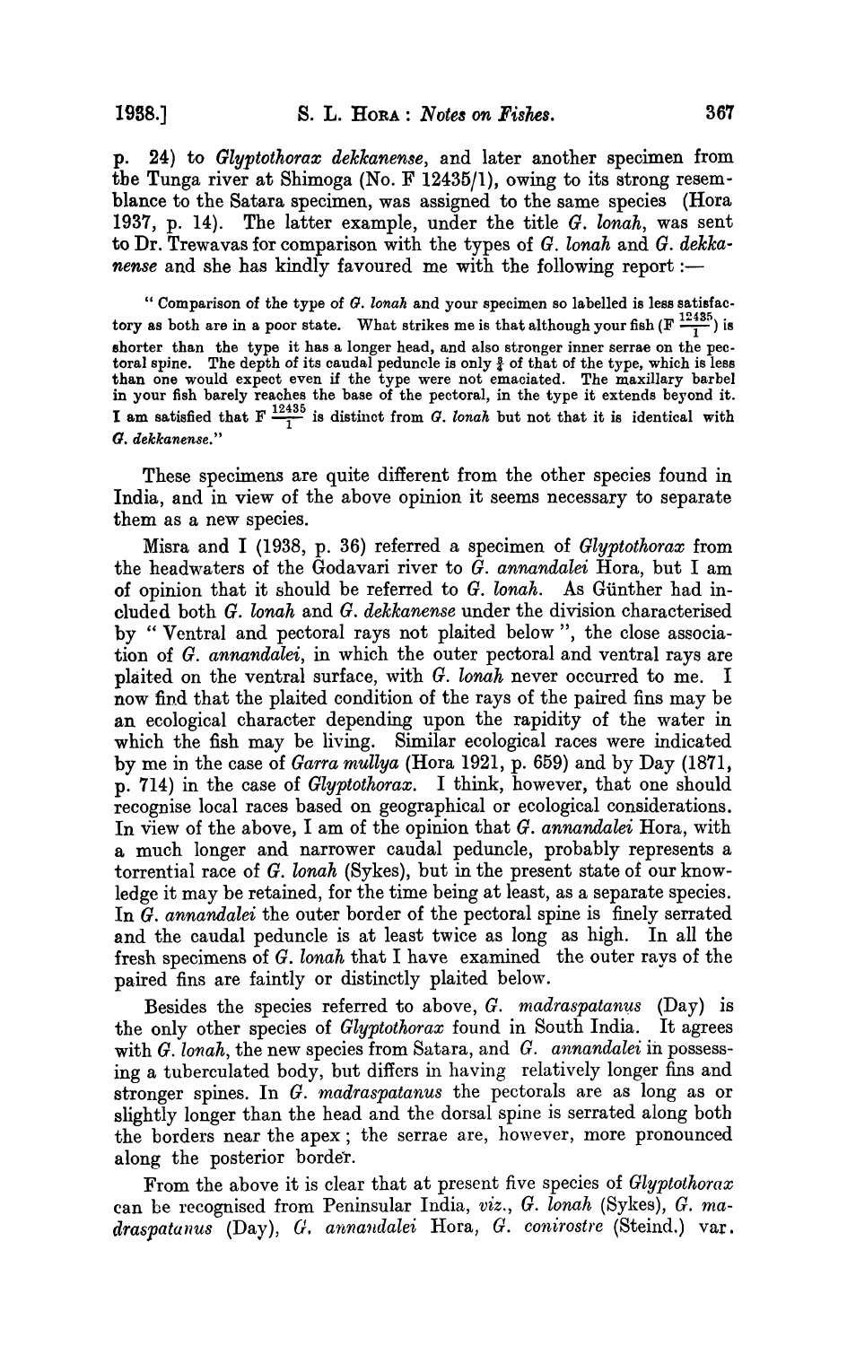p. 24) to *Glyptothorax dekkanense*, and later another specimen from the Tunga river at Shimoga (No. F 12435/1), owing to its strong resemblance to the Satara specimen, was assigned to the same species (Hora 1937, p. 14). The latter example, under the title *G. lonah*, was sent to Dr. Trewavas for comparison with the types of *G. lonah* and *G. dekkanense* and she has kindly favoured me with the following report :—

> "Comparison of the type of *G. lonah* and your specimen so labelled is less satisfactory as both are in a poor state. What strikes me is that although your fish (F $\frac{12435}{1}$) is shorter than the type it has a longer head, and also stronger inner serrae on the pectoral spine. The depth of its caudal peduncle is only $\frac{2}{3}$ of that of the type, which is less than one would expect even if the type were not emaciated. The maxillary barbel in your fish barely reaches the base of the pectoral, in the type it extends beyond it. I am satisfied that F $\frac{12435}{1}$ is distinct from *G. lonah* but not that it is identical with *G. dekkanense*."

These specimens are quite different from the other species found in India, and in view of the above opinion it seems necessary to separate them as a new species.

Misra and I (1938, p. 36) referred a specimen of *Glyptothorax* from the headwaters of the Godavari river to *G. annandalei* Hora, but I am of opinion that it should be referred to *G. lonah*. As Günther had included both *G. lonah* and *G. dekkanense* under the division characterised by "Ventral and pectoral rays not plaited below", the close association of *G. annandalei*, in which the outer pectoral and ventral rays are plaited on the ventral surface, with *G. lonah* never occurred to me. I now find that the plaited condition of the rays of the paired fins may be an ecological character depending upon the rapidity of the water in which the fish may be living. Similar ecological races were indicated by me in the case of *Garra mullya* (Hora 1921, p. 659) and by Day (1871, p. 714) in the case of *Glyptothorax*. I think, however, that one should recognise local races based on geographical or ecological considerations. In view of the above, I am of the opinion that *G. annandalei* Hora, with a much longer and narrower caudal peduncle, probably represents a torrential race of *G. lonah* (Sykes), but in the present state of our knowledge it may be retained, for the time being at least, as a separate species. In *G. annandalei* the outer border of the pectoral spine is finely serrated and the caudal peduncle is at least twice as long as high. In all the fresh specimens of *G. lonah* that I have examined the outer rays of the paired fins are faintly or distinctly plaited below.

Besides the species referred to above, *G. madraspatanus* (Day) is the only other species of *Glyptothorax* found in South India. It agrees with *G. lonah*, the new species from Satara, and *G. annandalei* in possessing a tuberculated body, but differs in having relatively longer fins and stronger spines. In *G. madraspatanus* the pectorals are as long as or slightly longer than the head and the dorsal spine is serrated along both the borders near the apex ; the serrae are, however, more pronounced along the posterior border.

From the above it is clear that at present five species of *Glyptothorax* can be recognised from Peninsular India, *viz.*, *G. lonah* (Sykes), *G. madraspatanus* (Day), *G. annandalei* Hora, *G. conirostre* (Steind.) var.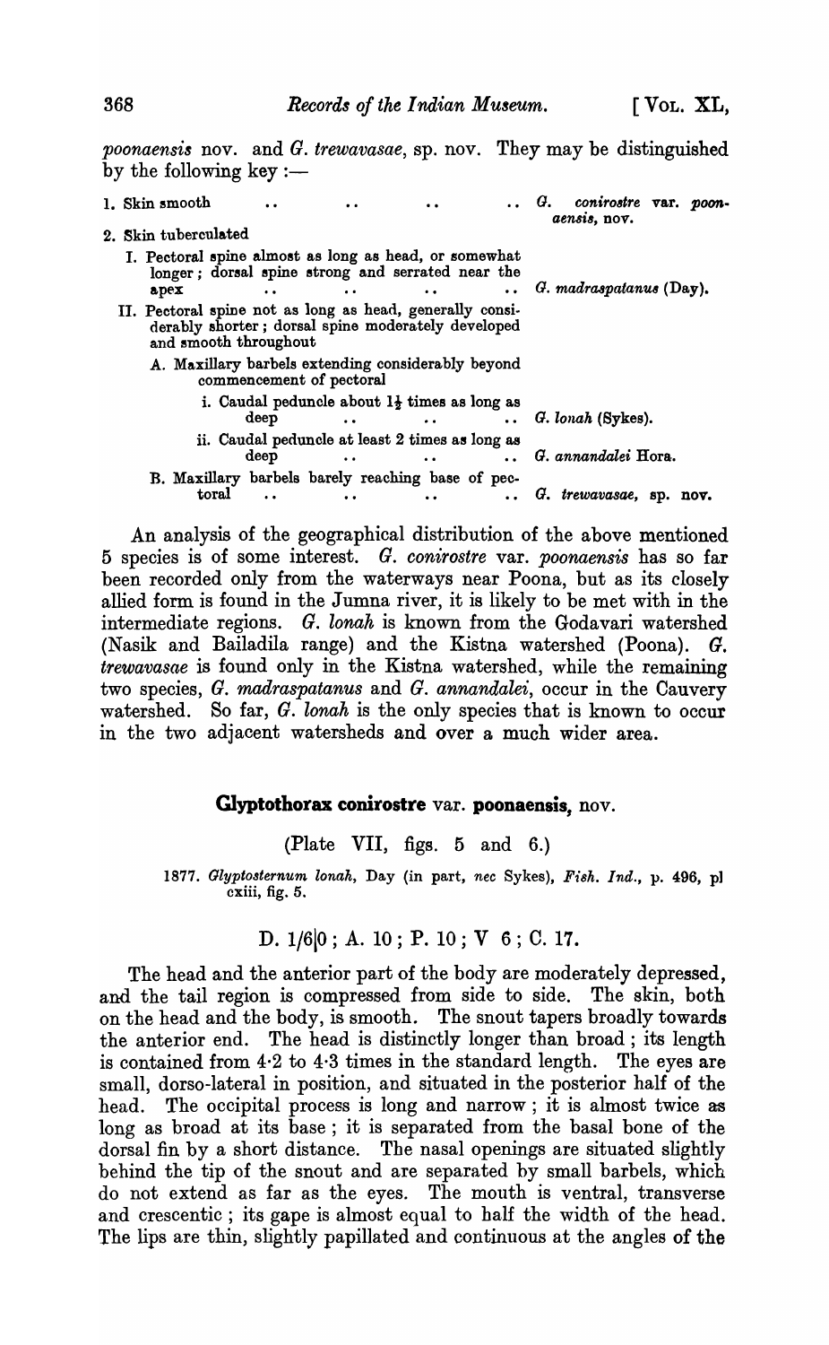*poonaensis* nov. and *G. trewavasae*, sp. nov. They may be distinguished by the following key :—

1. Skin smooth .. .. .. .. *G. conirostre* var. *poonaensis*, nov.
2. Skin tuberculated
   - I. Pectoral spine almost as long as head, or somewhat longer ; dorsal spine strong and serrated near the apex .. .. .. .. *G. madraspatanus* (Day).
   - II. Pectoral spine not as long as head, generally considerably shorter ; dorsal spine moderately developed and smooth throughout
     - A. Maxillary barbels extending considerably beyond commencement of pectoral
       - i. Caudal peduncle about $1\frac{1}{2}$ times as long as deep .. .. .. .. *G. lonah* (Sykes).
       - ii. Caudal peduncle at least 2 times as long as deep .. .. .. .. *G. annandalei* Hora.
     - B. Maxillary barbels barely reaching base of pectoral .. .. .. .. *G. trewavasae*, sp. nov.

An analysis of the geographical distribution of the above mentioned 5 species is of some interest. *G. conirostre* var. *poonaensis* has so far been recorded only from the waterways near Poona, but as its closely allied form is found in the Jumna river, it is likely to be met with in the intermediate regions. *G. lonah* is known from the Godavari watershed (Nasik and Bailadila range) and the Kistna watershed (Poona). *G. trewavasae* is found only in the Kistna watershed, while the remaining two species, *G. madraspatanus* and *G. annandalei*, occur in the Cauvery watershed. So far, *G. lonah* is the only species that is known to occur in the two adjacent watersheds and over a much wider area.

## Glyptothorax conirostre var. poonaensis, nov.

(Plate VII, figs. 5 and 6.)

1877. *Glyptosternum lonah*, Day (in part, *nec* Sykes), *Fish. Ind.*, p. 496, pl cxiii, fig. 5.

D. 1/6|0 ; A. 10 ; P. 10 ; V 6 ; C. 17.

The head and the anterior part of the body are moderately depressed, and the tail region is compressed from side to side. The skin, both on the head and the body, is smooth. The snout tapers broadly towards the anterior end. The head is distinctly longer than broad ; its length is contained from 4·2 to 4·3 times in the standard length. The eyes are small, dorso-lateral in position, and situated in the posterior half of the head. The occipital process is long and narrow ; it is almost twice as long as broad at its base ; it is separated from the basal bone of the dorsal fin by a short distance. The nasal openings are situated slightly behind the tip of the snout and are separated by small barbels, which do not extend as far as the eyes. The mouth is ventral, transverse and crescentic ; its gape is almost equal to half the width of the head. The lips are thin, slightly papillated and continuous at the angles of the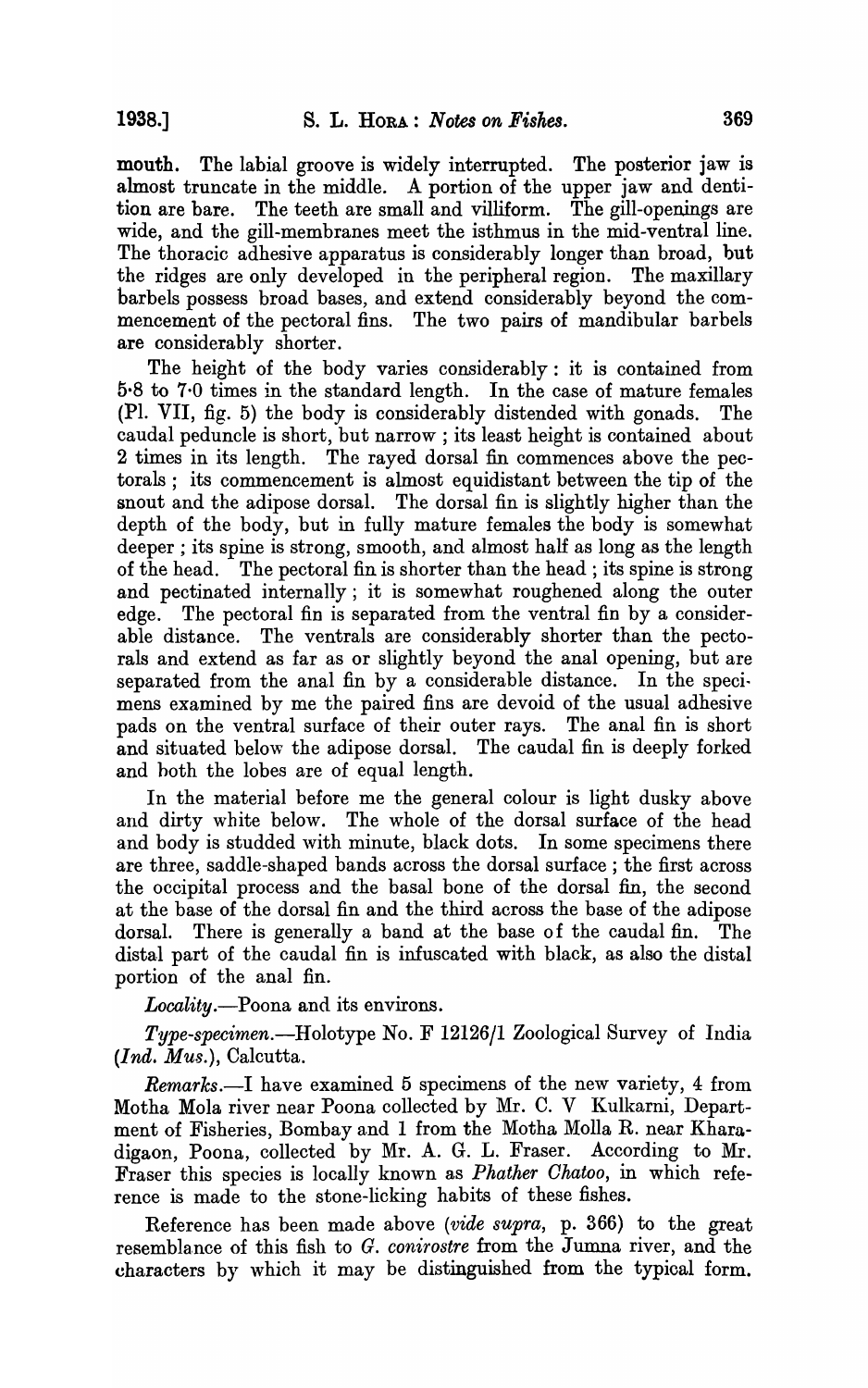mouth. The labial groove is widely interrupted. The posterior jaw is almost truncate in the middle. A portion of the upper jaw and dentition are bare. The teeth are small and villiform. The gill-openings are wide, and the gill-membranes meet the isthmus in the mid-ventral line. The thoracic adhesive apparatus is considerably longer than broad, but the ridges are only developed in the peripheral region. The maxillary barbels possess broad bases, and extend considerably beyond the commencement of the pectoral fins. The two pairs of mandibular barbels are considerably shorter.

The height of the body varies considerably: it is contained from 5·8 to 7·0 times in the standard length. In the case of mature females (Pl. VII, fig. 5) the body is considerably distended with gonads. The caudal peduncle is short, but narrow; its least height is contained about 2 times in its length. The rayed dorsal fin commences above the pectorals; its commencement is almost equidistant between the tip of the snout and the adipose dorsal. The dorsal fin is slightly higher than the depth of the body, but in fully mature females the body is somewhat deeper; its spine is strong, smooth, and almost half as long as the length of the head. The pectoral fin is shorter than the head; its spine is strong and pectinated internally; it is somewhat roughened along the outer edge. The pectoral fin is separated from the ventral fin by a considerable distance. The ventrals are considerably shorter than the pectorals and extend as far as or slightly beyond the anal opening, but are separated from the anal fin by a considerable distance. In the specimens examined by me the paired fins are devoid of the usual adhesive pads on the ventral surface of their outer rays. The anal fin is short and situated below the adipose dorsal. The caudal fin is deeply forked and both the lobes are of equal length.

In the material before me the general colour is light dusky above and dirty white below. The whole of the dorsal surface of the head and body is studded with minute, black dots. In some specimens there are three, saddle-shaped bands across the dorsal surface; the first across the occipital process and the basal bone of the dorsal fin, the second at the base of the dorsal fin and the third across the base of the adipose dorsal. There is generally a band at the base of the caudal fin. The distal part of the caudal fin is infuscated with black, as also the distal portion of the anal fin.

*Locality*.—Poona and its environs.

*Type-specimen*.—Holotype No. F 12126/1 Zoological Survey of India (*Ind. Mus.*), Calcutta.

*Remarks*.—I have examined 5 specimens of the new variety, 4 from Motha Mola river near Poona collected by Mr. C. V Kulkarni, Department of Fisheries, Bombay and 1 from the Motha Molla R. near Kharadigaon, Poona, collected by Mr. A. G. L. Fraser. According to Mr. Fraser this species is locally known as *Phather Chatoo*, in which reference is made to the stone-licking habits of these fishes.

Reference has been made above (*vide supra*, p. 366) to the great resemblance of this fish to *G. conirostre* from the Jumna river, and the characters by which it may be distinguished from the typical form.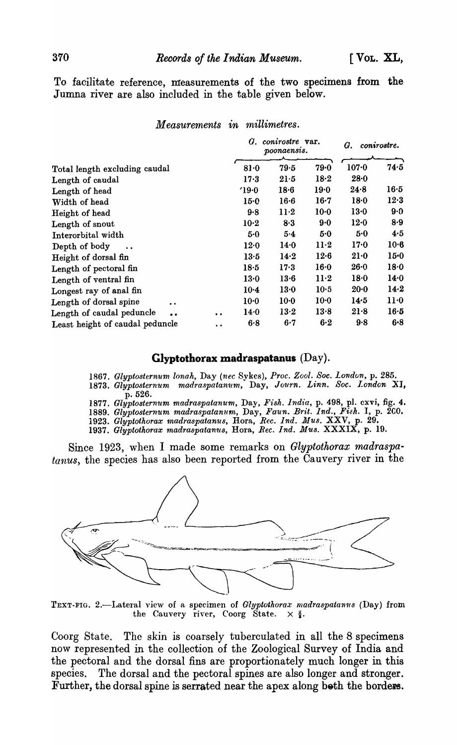To facilitate reference, measurements of the two specimens from the Jumna river are also included in the table given below.

*Measurements in millimetres.*

| | *G. conirostre* var. *poonaensis.* | | | *G. conirostre.* | |
|---|---|---|---|---|---|
| Total length excluding caudal | 81·0 | 79·5 | 79·0 | 107·0 | 74·5 |
| Length of caudal | 17·3 | 21·5 | 18·2 | 28·0 | |
| Length of head | 19·0 | 18·6 | 19·0 | 24·8 | 16·5 |
| Width of head | 15·0 | 16·6 | 16·7 | 18·0 | 12·3 |
| Height of head | 9·8 | 11·2 | 10·0 | 13·0 | 9·0 |
| Length of snout | 10·2 | 8·3 | 9·0 | 12·0 | 8·9 |
| Interorbital width | 5·0 | 5·4 | 5·0 | 5·0 | 4·5 |
| Depth of body .. | 12·0 | 14·0 | 11·2 | 17·0 | 10·6 |
| Height of dorsal fin | 13·5 | 14·2 | 12·6 | 21·0 | 15·0 |
| Length of pectoral fin | 18·5 | 17·3 | 16·0 | 26·0 | 18·0 |
| Length of ventral fin | 13·0 | 13·6 | 11·2 | 18·0 | 14·0 |
| Longest ray of anal fin | 10·4 | 13·0 | 10·5 | 20·0 | 14·2 |
| Length of dorsal spine .. | 10·0 | 10·0 | 10·0 | 14·5 | 11·0 |
| Length of caudal peduncle .. .. | 14·0 | 13·2 | 13·8 | 21·8 | 16·5 |
| Least height of caudal peduncle .. | 6·8 | 6·7 | 6·2 | 9·8 | 6·8 |

## Glyptothorax madraspatanus (Day).

1867. *Glyptosternum lonah*, Day (*nec* Sykes), *Proc. Zool. Soc. London*, p. 285.
1873. *Glyptosternum madraspatanum*, Day, *Journ. Linn. Soc. London* XI, p. 526.
1877. *Glyptosternum madraspatanum*, Day, *Fish. India*, p. 498, pl. cxvi, fig. 4.
1889. *Glyptosternum madraspatanum*, Day, *Faun. Brit. Ind., Fish.* I, p. 200.
1923. *Glyptothorax madraspatanus*, Hora, *Rec. Ind. Mus.* XXV, p. 29.
1937. *Glyptothorax madraspatanus*, Hora, *Rec. Ind. Mus.* XXXIX, p. 19.

Since 1923, when I made some remarks on *Glyptothorax madraspatanus*, the species has also been reported from the Cauvery river in the Coorg State. The skin is coarsely tuberculated in all the 8 specimens now represented in the collection of the Zoological Survey of India and the pectoral and the dorsal fins are proportionately much longer in this species. The dorsal and the pectoral spines are also longer and stronger. Further, the dorsal spine is serrated near the apex along both the borders.

TEXT-FIG. 2.—Lateral view of a specimen of *Glyptothorax madraspatanus* (Day) from the Cauvery river, Coorg State. × $\frac{4}{3}$.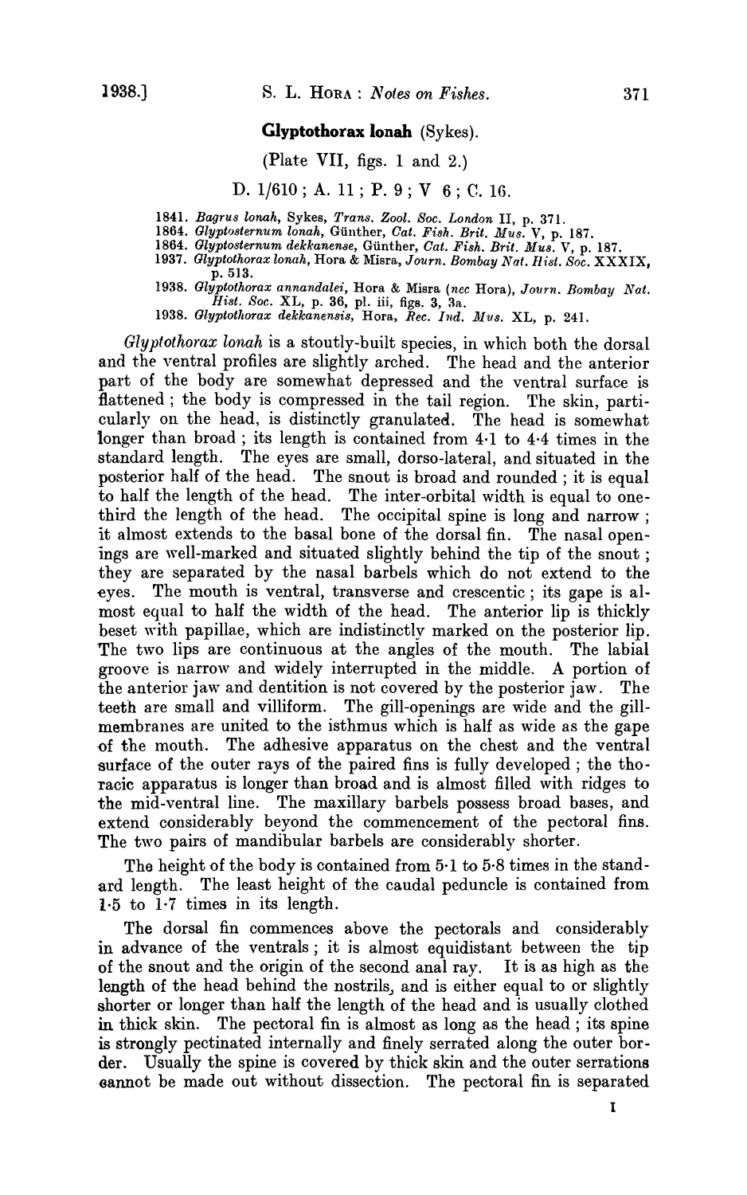## Glyptothorax lonah (Sykes).

(Plate VII, figs. 1 and 2.)

D. 1/610 ; A. 11 ; P. 9 ; V 6 ; C. 16.

1841. *Bagrus lonah*, Sykes, *Trans. Zool. Soc. London* II, p. 371.
1864. *Glyptosternum lonah*, Günther, *Cat. Fish. Brit. Mus.* V, p. 187.
1864. *Glyptosternum dekkanense*, Günther, *Cat. Fish. Brit. Mus.* V, p. 187.
1937. *Glyptothorax lonah*, Hora & Misra, *Journ. Bombay Nat. Hist. Soc.* XXXIX, p. 513.
1938. *Glyptothorax annandalei*, Hora & Misra (*nec* Hora), *Journ. Bombay Nat. Hist. Soc.* XL, p. 36, pl. iii, figs. 3, 3a.
1938. *Glyptothorax dekkanensis*, Hora, *Rec. Ind. Mus.* XL, p. 241.

*Glyptothorax lonah* is a stoutly-built species, in which both the dorsal and the ventral profiles are slightly arched. The head and the anterior part of the body are somewhat depressed and the ventral surface is flattened ; the body is compressed in the tail region. The skin, particularly on the head, is distinctly granulated. The head is somewhat longer than broad ; its length is contained from 4·1 to 4·4 times in the standard length. The eyes are small, dorso-lateral, and situated in the posterior half of the head. The snout is broad and rounded ; it is equal to half the length of the head. The inter-orbital width is equal to one-third the length of the head. The occipital spine is long and narrow ; it almost extends to the basal bone of the dorsal fin. The nasal openings are well-marked and situated slightly behind the tip of the snout ; they are separated by the nasal barbels which do not extend to the eyes. The mouth is ventral, transverse and crescentic ; its gape is almost equal to half the width of the head. The anterior lip is thickly beset with papillae, which are indistinctly marked on the posterior lip. The two lips are continuous at the angles of the mouth. The labial groove is narrow and widely interrupted in the middle. A portion of the anterior jaw and dentition is not covered by the posterior jaw. The teeth are small and villiform. The gill-openings are wide and the gill-membranes are united to the isthmus which is half as wide as the gape of the mouth. The adhesive apparatus on the chest and the ventral surface of the outer rays of the paired fins is fully developed ; the thoracic apparatus is longer than broad and is almost filled with ridges to the mid-ventral line. The maxillary barbels possess broad bases, and extend considerably beyond the commencement of the pectoral fins. The two pairs of mandibular barbels are considerably shorter.

The height of the body is contained from 5·1 to 5·8 times in the standard length. The least height of the caudal peduncle is contained from 1·5 to 1·7 times in its length.

The dorsal fin commences above the pectorals and considerably in advance of the ventrals ; it is almost equidistant between the tip of the snout and the origin of the second anal ray. It is as high as the length of the head behind the nostrils, and is either equal to or slightly shorter or longer than half the length of the head and is usually clothed in thick skin. The pectoral fin is almost as long as the head ; its spine is strongly pectinated internally and finely serrated along the outer border. Usually the spine is covered by thick skin and the outer serrations cannot be made out without dissection. The pectoral fin is separated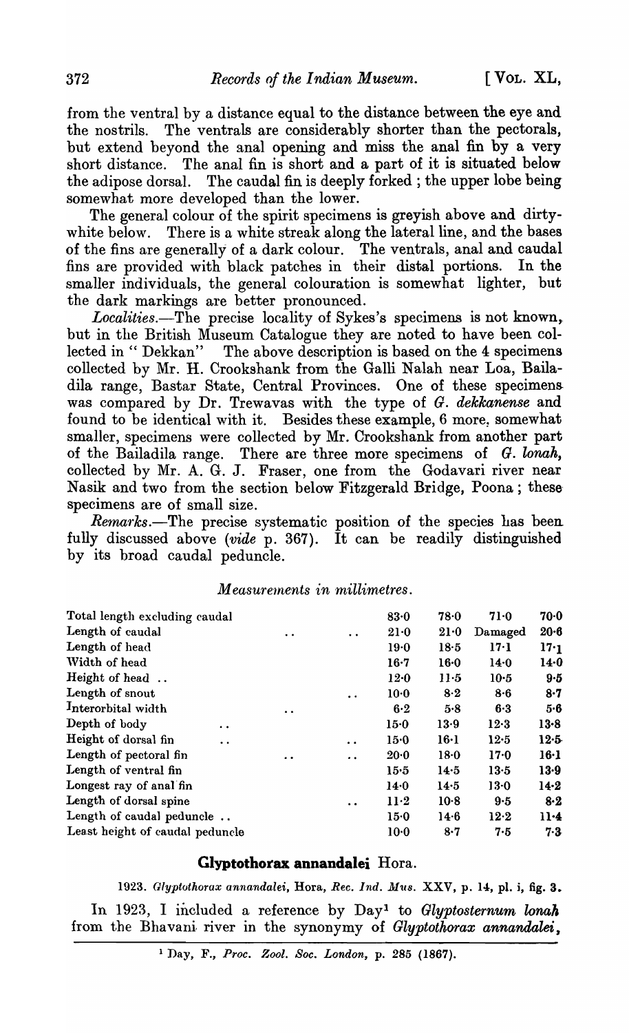from the ventral by a distance equal to the distance between the eye and the nostrils. The ventrals are considerably shorter than the pectorals, but extend beyond the anal opening and miss the anal fin by a very short distance. The anal fin is short and a part of it is situated below the adipose dorsal. The caudal fin is deeply forked; the upper lobe being somewhat more developed than the lower.

The general colour of the spirit specimens is greyish above and dirty-white below. There is a white streak along the lateral line, and the bases of the fins are generally of a dark colour. The ventrals, anal and caudal fins are provided with black patches in their distal portions. In the smaller individuals, the general colouration is somewhat lighter, but the dark markings are better pronounced.

*Localities.*—The precise locality of Sykes's specimens is not known, but in the British Museum Catalogue they are noted to have been collected in " Dekkan" The above description is based on the 4 specimens collected by Mr. H. Crookshank from the Galli Nalah near Loa, Bailadila range, Bastar State, Central Provinces. One of these specimens was compared by Dr. Trewavas with the type of *G. dekkanense* and found to be identical with it. Besides these example, 6 more, somewhat smaller, specimens were collected by Mr. Crookshank from another part of the Bailadila range. There are three more specimens of *G. lonah*, collected by Mr. A. G. J. Fraser, one from the Godavari river near Nasik and two from the section below Fitzgerald Bridge, Poona; these specimens are of small size.

*Remarks.*—The precise systematic position of the species has been fully discussed above (*vide* p. 367). It can be readily distinguished by its broad caudal peduncle.

*Measurements in millimetres.*

| | | | | |
|---|---|---|---|---|
| Total length excluding caudal | 83·0 | 78·0 | 71·0 | 70·0 |
| Length of caudal | 21·0 | 21·0 | Damaged | 20·6 |
| Length of head | 19·0 | 18·5 | 17·1 | 17·1 |
| Width of head | 16·7 | 16·0 | 14·0 | 14·0 |
| Height of head | 12·0 | 11·5 | 10·5 | 9·5 |
| Length of snout | 10·0 | 8·2 | 8·6 | 8·7 |
| Interorbital width | 6·2 | 5·8 | 6·3 | 5·6 |
| Depth of body | 15·0 | 13·9 | 12·3 | 13·8 |
| Height of dorsal fin | 15·0 | 16·1 | 12·5 | 12·5 |
| Length of pectoral fin | 20·0 | 18·0 | 17·0 | 16·1 |
| Length of ventral fin | 15·5 | 14·5 | 13·5 | 13·9 |
| Longest ray of anal fin | 14·0 | 14·5 | 13·0 | 14·2 |
| Length of dorsal spine | 11·2 | 10·8 | 9·5 | 8·2 |
| Length of caudal peduncle | 15·0 | 14·6 | 12·2 | 11·4 |
| Least height of caudal peduncle | 10·0 | 8·7 | 7·5 | 7·3 |

## Glyptothorax annandalei Hora.

1923. *Glyptothorax annandalei*, Hora, *Rec. Ind. Mus.* XXV, p. 14, pl. i, fig. 3.

In 1923, I included a reference by Day[1] to *Glyptosternum lonah* from the Bhavani river in the synonymy of *Glyptothorax annandalei*,

[1] Day, F., *Proc. Zool. Soc. London*, p. 285 (1867).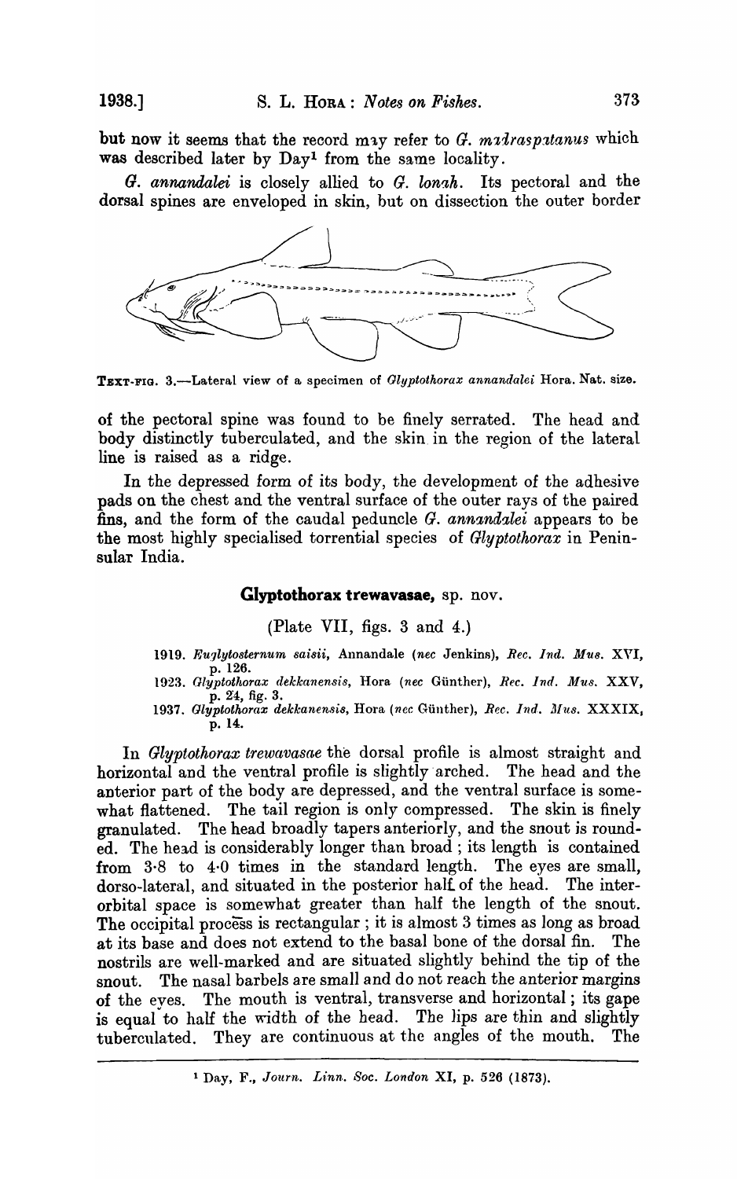but now it seems that the record may refer to *G. madraspatanus* which was described later by Day[1] from the same locality.

*G. annandalei* is closely allied to *G. lonah*. Its pectoral and the dorsal spines are enveloped in skin, but on dissection the outer border

TEXT-FIG. 3.—Lateral view of a specimen of *Glyptothorax annandalei* Hora. Nat. size.

of the pectoral spine was found to be finely serrated. The head and body distinctly tuberculated, and the skin in the region of the lateral line is raised as a ridge.

In the depressed form of its body, the development of the adhesive pads on the chest and the ventral surface of the outer rays of the paired fins, and the form of the caudal peduncle *G. annandalei* appears to be the most highly specialised torrential species of *Glyptothorax* in Peninsular India.

### Glyptothorax trewavasae, sp. nov.

(Plate VII, figs. 3 and 4.)

1919. *Euglytosternum saisii*, Annandale (*nec* Jenkins), *Rec. Ind. Mus.* XVI, p. 126.
1923. *Glyptothorax dekkanensis*, Hora (*nec* Günther), *Rec. Ind. Mus.* XXV, p. 24, fig. 3.
1937. *Glyptothorax dekkanensis*, Hora (*nec* Günther), *Rec. Ind. Mus.* XXXIX, p. 14.

In *Glyptothorax trewavasae* the dorsal profile is almost straight and horizontal and the ventral profile is slightly arched. The head and the anterior part of the body are depressed, and the ventral surface is somewhat flattened. The tail region is only compressed. The skin is finely granulated. The head broadly tapers anteriorly, and the snout is rounded. The head is considerably longer than broad; its length is contained from 3·8 to 4·0 times in the standard length. The eyes are small, dorso-lateral, and situated in the posterior half of the head. The interorbital space is somewhat greater than half the length of the snout. The occipital process is rectangular; it is almost 3 times as long as broad at its base and does not extend to the basal bone of the dorsal fin. The nostrils are well-marked and are situated slightly behind the tip of the snout. The nasal barbels are small and do not reach the anterior margins of the eyes. The mouth is ventral, transverse and horizontal; its gape is equal to half the width of the head. The lips are thin and slightly tuberculated. They are continuous at the angles of the mouth. The

[1] Day, F., *Journ. Linn. Soc. London* XI, p. 526 (1873).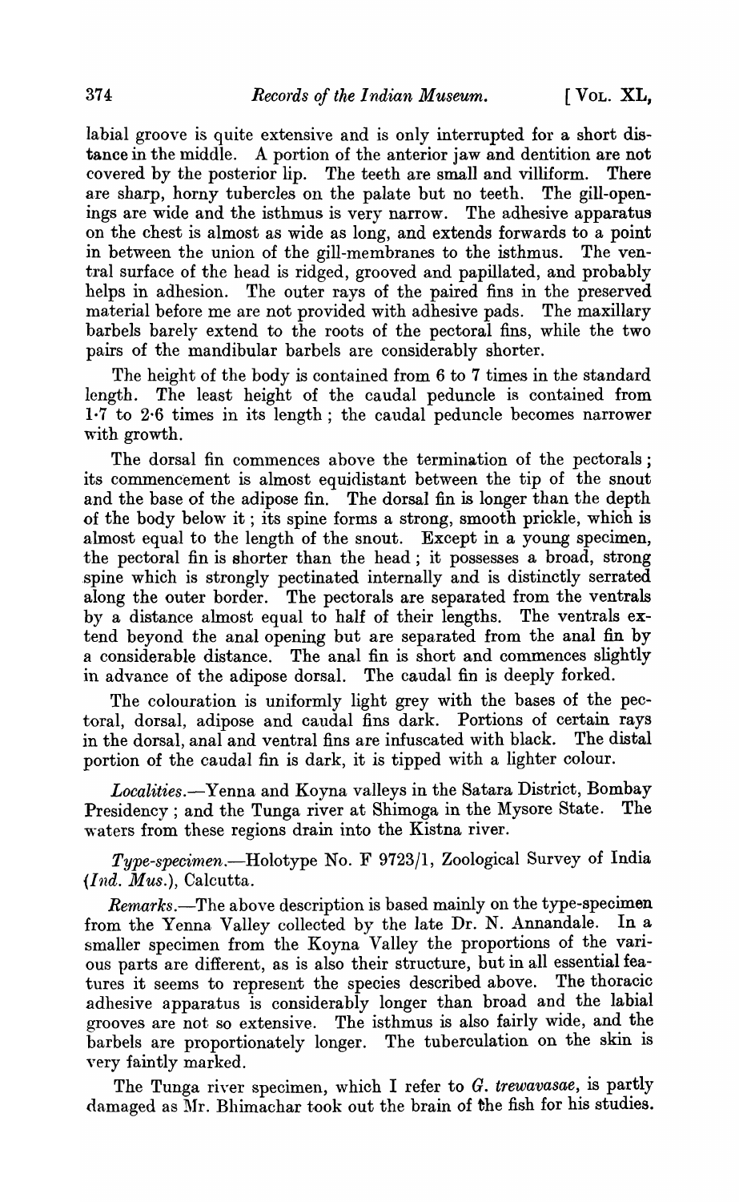labial groove is quite extensive and is only interrupted for a short distance in the middle. A portion of the anterior jaw and dentition are not covered by the posterior lip. The teeth are small and villiform. There are sharp, horny tubercles on the palate but no teeth. The gill-openings are wide and the isthmus is very narrow. The adhesive apparatus on the chest is almost as wide as long, and extends forwards to a point in between the union of the gill-membranes to the isthmus. The ventral surface of the head is ridged, grooved and papillated, and probably helps in adhesion. The outer rays of the paired fins in the preserved material before me are not provided with adhesive pads. The maxillary barbels barely extend to the roots of the pectoral fins, while the two pairs of the mandibular barbels are considerably shorter.

The height of the body is contained from 6 to 7 times in the standard length. The least height of the caudal peduncle is contained from 1·7 to 2·6 times in its length; the caudal peduncle becomes narrower with growth.

The dorsal fin commences above the termination of the pectorals; its commencement is almost equidistant between the tip of the snout and the base of the adipose fin. The dorsal fin is longer than the depth of the body below it; its spine forms a strong, smooth prickle, which is almost equal to the length of the snout. Except in a young specimen, the pectoral fin is shorter than the head; it possesses a broad, strong spine which is strongly pectinated internally and is distinctly serrated along the outer border. The pectorals are separated from the ventrals by a distance almost equal to half of their lengths. The ventrals extend beyond the anal opening but are separated from the anal fin by a considerable distance. The anal fin is short and commences slightly in advance of the adipose dorsal. The caudal fin is deeply forked.

The colouration is uniformly light grey with the bases of the pectoral, dorsal, adipose and caudal fins dark. Portions of certain rays in the dorsal, anal and ventral fins are infuscated with black. The distal portion of the caudal fin is dark, it is tipped with a lighter colour.

*Localities*.—Yenna and Koyna valleys in the Satara District, Bombay Presidency; and the Tunga river at Shimoga in the Mysore State. The waters from these regions drain into the Kistna river.

*Type-specimen*.—Holotype No. F 9723/1, Zoological Survey of India (*Ind. Mus.*), Calcutta.

*Remarks*.—The above description is based mainly on the type-specimen from the Yenna Valley collected by the late Dr. N. Annandale. In a smaller specimen from the Koyna Valley the proportions of the various parts are different, as is also their structure, but in all essential features it seems to represent the species described above. The thoracic adhesive apparatus is considerably longer than broad and the labial grooves are not so extensive. The isthmus is also fairly wide, and the barbels are proportionately longer. The tuberculation on the skin is very faintly marked.

The Tunga river specimen, which I refer to *G. trewavasae*, is partly damaged as Mr. Bhimachar took out the brain of the fish for his studies.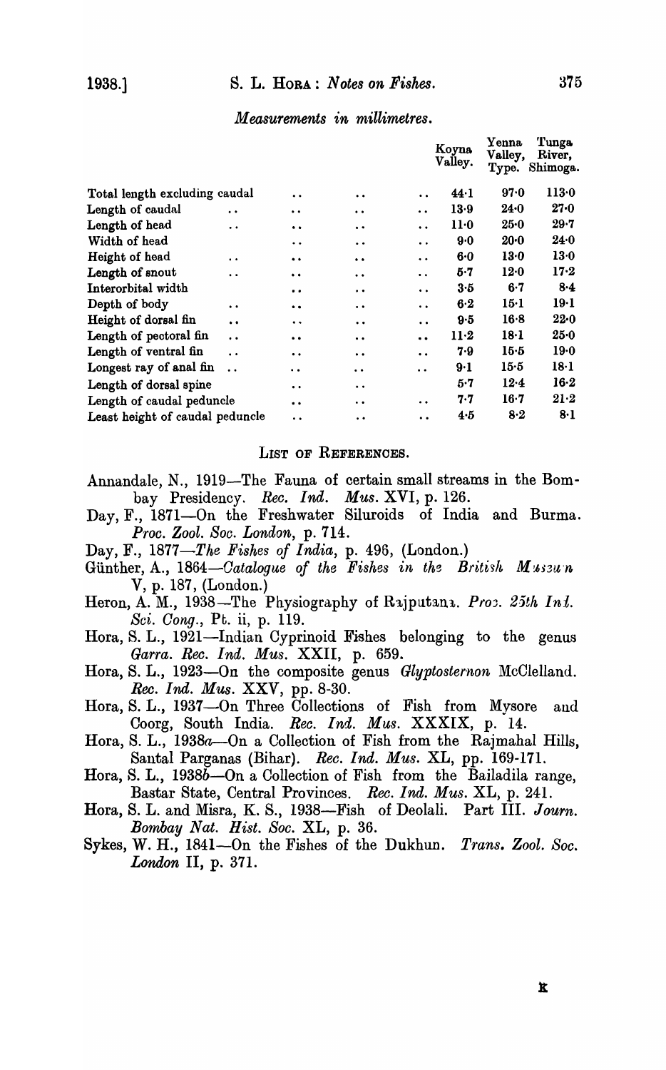*Measurements in millimetres.*

| | Koyna Valley. | Yenna Valley, Type. | Tunga River, Shimoga. |
|---|---|---|---|
| Total length excluding caudal | 44·1 | 97·0 | 113·0 |
| Length of caudal | 13·9 | 24·0 | 27·0 |
| Length of head | 11·0 | 25·0 | 29·7 |
| Width of head | 9·0 | 20·0 | 24·0 |
| Height of head | 6·0 | 13·0 | 13·0 |
| Length of snout | 5·7 | 12·0 | 17·2 |
| Interorbital width | 3·5 | 6·7 | 8·4 |
| Depth of body | 6·2 | 15·1 | 19·1 |
| Height of dorsal fin | 9·5 | 16·8 | 22·0 |
| Length of pectoral fin | 11·2 | 18·1 | 25·0 |
| Length of ventral fin | 7·9 | 15·5 | 19·0 |
| Longest ray of anal fin | 9·1 | 15·5 | 18·1 |
| Length of dorsal spine | 5·7 | 12·4 | 16·2 |
| Length of caudal peduncle | 7·7 | 16·7 | 21·2 |
| Least height of caudal peduncle | 4·5 | 8·2 | 8·1 |

## List of References.

Annandale, N., 1919—The Fauna of certain small streams in the Bombay Presidency. *Rec. Ind. Mus.* XVI, p. 126.

Day, F., 1871—On the Freshwater Siluroids of India and Burma. *Proc. Zool. Soc. London*, p. 714.

Day, F., 1877—*The Fishes of India*, p. 496, (London.)

Günther, A., 1864—*Catalogue of the Fishes in the British Museum* V, p. 187, (London.)

Heron, A. M., 1938—The Physiography of Rajputana. *Proc. 25th Ind. Sci. Cong.*, Pt. ii, p. 119.

Hora, S. L., 1921—Indian Cyprinoid Fishes belonging to the genus *Garra*. *Rec. Ind. Mus.* XXII, p. 659.

Hora, S. L., 1923—On the composite genus *Glyptosternon* McClelland. *Rec. Ind. Mus.* XXV, pp. 8-30.

Hora, S. L., 1937—On Three Collections of Fish from Mysore and Coorg, South India. *Rec. Ind. Mus.* XXXIX, p. 14.

Hora, S. L., 1938*a*—On a Collection of Fish from the Rajmahal Hills, Santal Parganas (Bihar). *Rec. Ind. Mus.* XL, pp. 169-171.

Hora, S. L., 1938*b*—On a Collection of Fish from the Bailadila range, Bastar State, Central Provinces. *Rec. Ind. Mus.* XL, p. 241.

Hora, S. L. and Misra, K. S., 1938—Fish of Deolali. Part III. *Journ. Bombay Nat. Hist. Soc.* XL, p. 36.

Sykes, W. H., 1841—On the Fishes of the Dukhun. *Trans. Zool. Soc. London* II, p. 371.